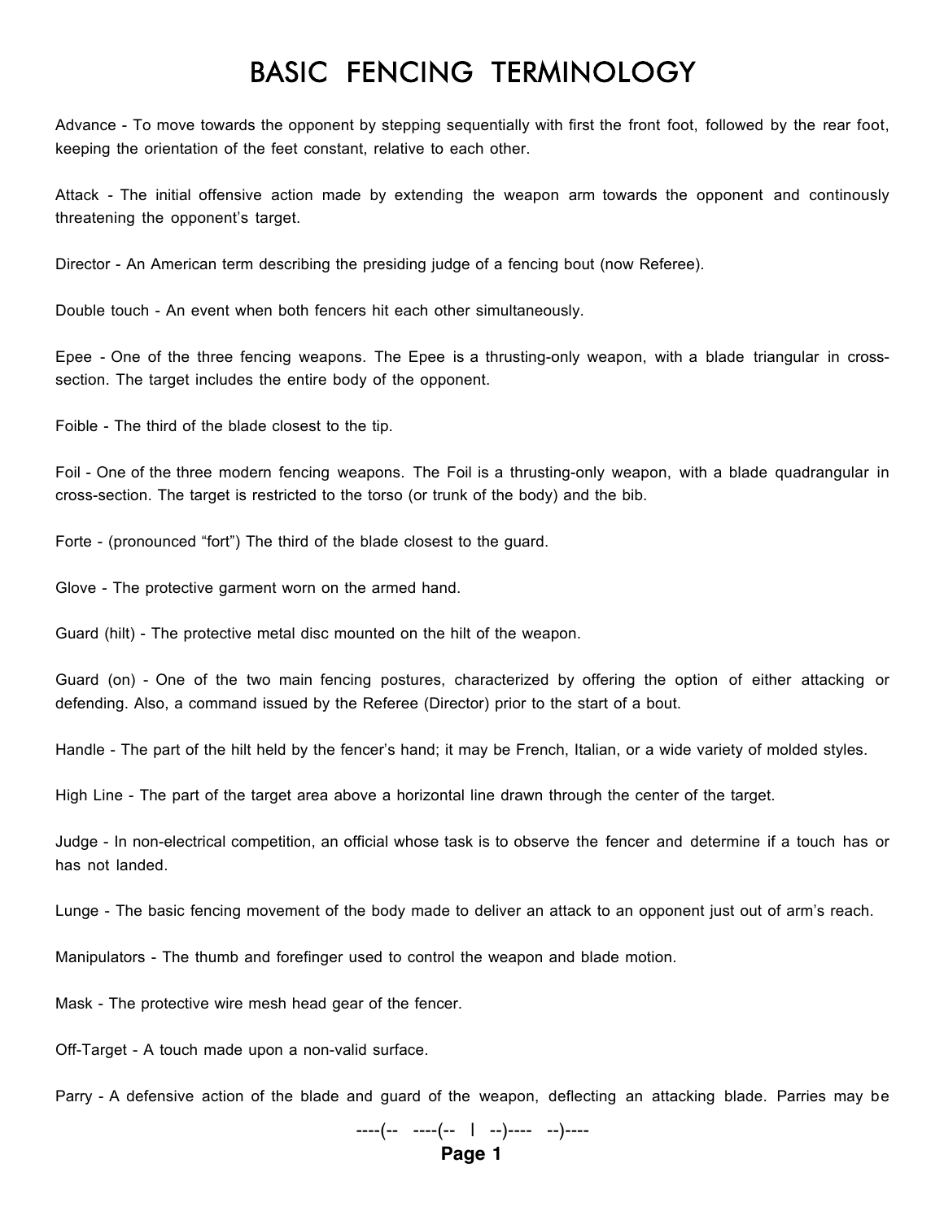# BASIC FENCING TERMINOLOGY

Advance - To move towards the opponent by stepping sequentially with first the front foot, followed by the rear foot, keeping the orientation of the feet constant, relative to each other.

Attack - The initial offensive action made by extending the weapon arm towards the opponent and continously threatening the opponent's target.

Director - An American term describing the presiding judge of a fencing bout (now Referee).

Double touch - An event when both fencers hit each other simultaneously.

Epee - One of the three fencing weapons. The Epee is a thrusting-only weapon, with a blade triangular in cross-section. The target includes the entire body of the opponent.

Foible - The third of the blade closest to the tip.

Foil - One of the three modern fencing weapons. The Foil is a thrusting-only weapon, with a blade quadrangular in cross-section. The target is restricted to the torso (or trunk of the body) and the bib.

Forte - (pronounced "fort") The third of the blade closest to the guard.

Glove - The protective garment worn on the armed hand.

Guard (hilt) - The protective metal disc mounted on the hilt of the weapon.

Guard (on) - One of the two main fencing postures, characterized by offering the option of either attacking or defending. Also, a command issued by the Referee (Director) prior to the start of a bout.

Handle - The part of the hilt held by the fencer's hand; it may be French, Italian, or a wide variety of molded styles.

High Line - The part of the target area above a horizontal line drawn through the center of the target.

Judge - In non-electrical competition, an official whose task is to observe the fencer and determine if a touch has or has not landed.

Lunge - The basic fencing movement of the body made to deliver an attack to an opponent just out of arm's reach.

Manipulators - The thumb and forefinger used to control the weapon and blade motion.

Mask - The protective wire mesh head gear of the fencer.

Off-Target - A touch made upon a non-valid surface.

Parry - A defensive action of the blade and guard of the weapon, deflecting an attacking blade. Parries may be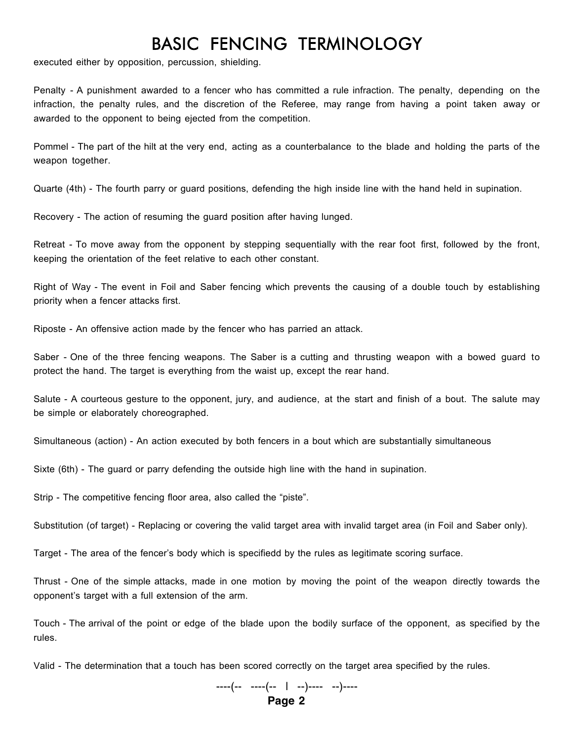# BASIC FENCING TERMINOLOGY

executed either by opposition, percussion, shielding.

Penalty - A punishment awarded to a fencer who has committed a rule infraction. The penalty, depending on the infraction, the penalty rules, and the discretion of the Referee, may range from having a point taken away or awarded to the opponent to being ejected from the competition.

Pommel - The part of the hilt at the very end, acting as a counterbalance to the blade and holding the parts of the weapon together.

Quarte (4th) - The fourth parry or guard positions, defending the high inside line with the hand held in supination.

Recovery - The action of resuming the guard position after having lunged.

Retreat - To move away from the opponent by stepping sequentially with the rear foot first, followed by the front, keeping the orientation of the feet relative to each other constant.

Right of Way - The event in Foil and Saber fencing which prevents the causing of a double touch by establishing priority when a fencer attacks first.

Riposte - An offensive action made by the fencer who has parried an attack.

Saber - One of the three fencing weapons. The Saber is a cutting and thrusting weapon with a bowed guard to protect the hand. The target is everything from the waist up, except the rear hand.

Salute - A courteous gesture to the opponent, jury, and audience, at the start and finish of a bout. The salute may be simple or elaborately choreographed.

Simultaneous (action) - An action executed by both fencers in a bout which are substantially simultaneous

Sixte (6th) - The guard or parry defending the outside high line with the hand in supination.

Strip - The competitive fencing floor area, also called the "piste".

Substitution (of target) - Replacing or covering the valid target area with invalid target area (in Foil and Saber only).

Target - The area of the fencer's body which is specifiedd by the rules as legitimate scoring surface.

Thrust - One of the simple attacks, made in one motion by moving the point of the weapon directly towards the opponent's target with a full extension of the arm.

Touch - The arrival of the point or edge of the blade upon the bodily surface of the opponent, as specified by the rules.

Valid - The determination that a touch has been scored correctly on the target area specified by the rules.

----(-- ----(-- | --)---- --)----